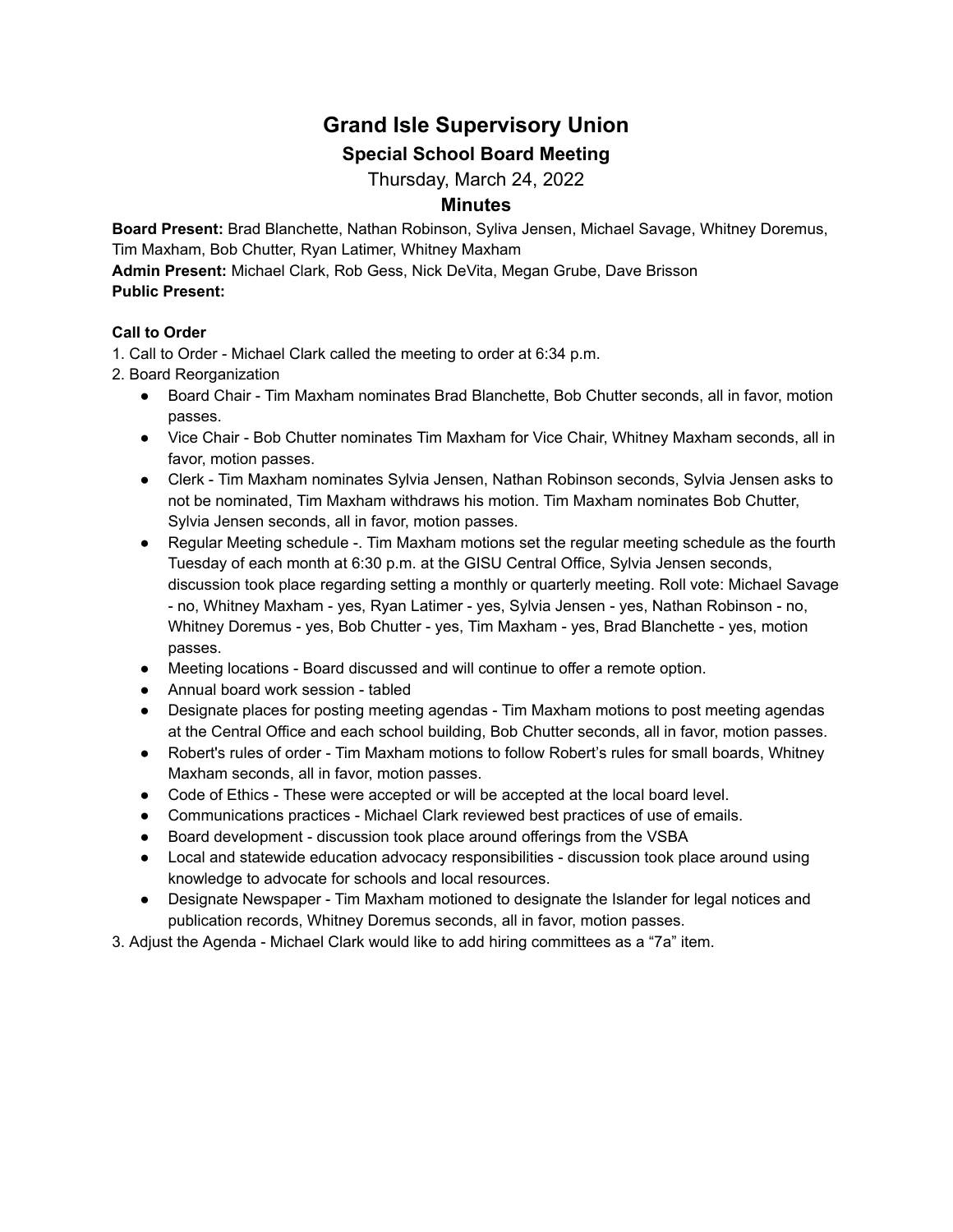# Grand Isle Supervisory Union

## Special School Board Meeting

Thursday, March 24, 2022

## Minutes

**Board Present:** Brad Blanchette, Nathan Robinson, Syliva Jensen, Michael Savage, Whitney Doremus, Tim Maxham, Bob Chutter, Ryan Latimer, Whitney Maxham
**Admin Present:** Michael Clark, Rob Gess, Nick DeVita, Megan Grube, Dave Brisson
**Public Present:**

**Call to Order**

1. Call to Order - Michael Clark called the meeting to order at 6:34 p.m.
2. Board Reorganization
   - Board Chair - Tim Maxham nominates Brad Blanchette, Bob Chutter seconds, all in favor, motion passes.
   - Vice Chair - Bob Chutter nominates Tim Maxham for Vice Chair, Whitney Maxham seconds, all in favor, motion passes.
   - Clerk - Tim Maxham nominates Sylvia Jensen, Nathan Robinson seconds, Sylvia Jensen asks to not be nominated, Tim Maxham withdraws his motion. Tim Maxham nominates Bob Chutter, Sylvia Jensen seconds, all in favor, motion passes.
   - Regular Meeting schedule -. Tim Maxham motions set the regular meeting schedule as the fourth Tuesday of each month at 6:30 p.m. at the GISU Central Office, Sylvia Jensen seconds, discussion took place regarding setting a monthly or quarterly meeting. Roll vote: Michael Savage - no, Whitney Maxham - yes, Ryan Latimer - yes, Sylvia Jensen - yes, Nathan Robinson - no, Whitney Doremus - yes, Bob Chutter - yes, Tim Maxham - yes, Brad Blanchette - yes, motion passes.
   - Meeting locations - Board discussed and will continue to offer a remote option.
   - Annual board work session - tabled
   - Designate places for posting meeting agendas - Tim Maxham motions to post meeting agendas at the Central Office and each school building, Bob Chutter seconds, all in favor, motion passes.
   - Robert's rules of order - Tim Maxham motions to follow Robert's rules for small boards, Whitney Maxham seconds, all in favor, motion passes.
   - Code of Ethics - These were accepted or will be accepted at the local board level.
   - Communications practices - Michael Clark reviewed best practices of use of emails.
   - Board development - discussion took place around offerings from the VSBA
   - Local and statewide education advocacy responsibilities - discussion took place around using knowledge to advocate for schools and local resources.
   - Designate Newspaper - Tim Maxham motioned to designate the Islander for legal notices and publication records, Whitney Doremus seconds, all in favor, motion passes.
3. Adjust the Agenda - Michael Clark would like to add hiring committees as a "7a" item.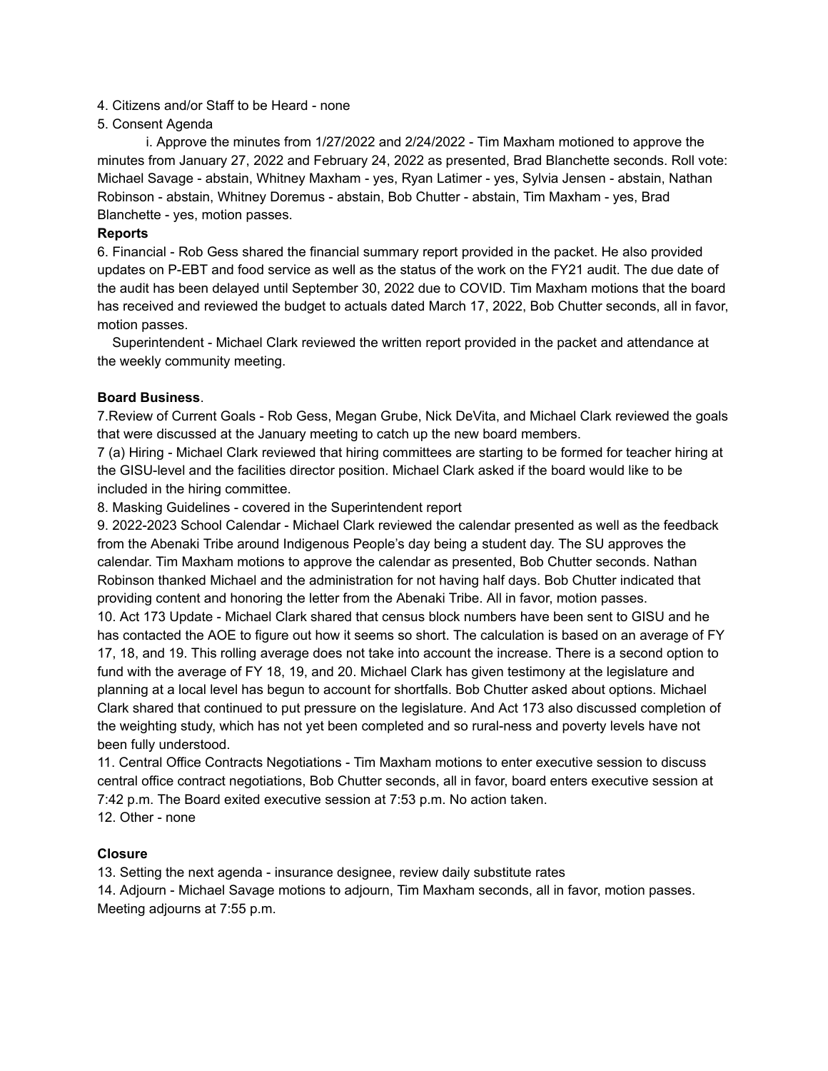4. Citizens and/or Staff to be Heard - none

5. Consent Agenda

i. Approve the minutes from 1/27/2022 and 2/24/2022 - Tim Maxham motioned to approve the minutes from January 27, 2022 and February 24, 2022 as presented, Brad Blanchette seconds. Roll vote: Michael Savage - abstain, Whitney Maxham - yes, Ryan Latimer - yes, Sylvia Jensen - abstain, Nathan Robinson - abstain, Whitney Doremus - abstain, Bob Chutter - abstain, Tim Maxham - yes, Brad Blanchette - yes, motion passes.

**Reports**

6. Financial - Rob Gess shared the financial summary report provided in the packet. He also provided updates on P-EBT and food service as well as the status of the work on the FY21 audit. The due date of the audit has been delayed until September 30, 2022 due to COVID. Tim Maxham motions that the board has received and reviewed the budget to actuals dated March 17, 2022, Bob Chutter seconds, all in favor, motion passes.

Superintendent - Michael Clark reviewed the written report provided in the packet and attendance at the weekly community meeting.

**Board Business**.

7.Review of Current Goals - Rob Gess, Megan Grube, Nick DeVita, and Michael Clark reviewed the goals that were discussed at the January meeting to catch up the new board members.

7 (a) Hiring - Michael Clark reviewed that hiring committees are starting to be formed for teacher hiring at the GISU-level and the facilities director position. Michael Clark asked if the board would like to be included in the hiring committee.

8. Masking Guidelines - covered in the Superintendent report

9. 2022-2023 School Calendar - Michael Clark reviewed the calendar presented as well as the feedback from the Abenaki Tribe around Indigenous People's day being a student day. The SU approves the calendar. Tim Maxham motions to approve the calendar as presented, Bob Chutter seconds. Nathan Robinson thanked Michael and the administration for not having half days. Bob Chutter indicated that providing content and honoring the letter from the Abenaki Tribe. All in favor, motion passes.

10. Act 173 Update - Michael Clark shared that census block numbers have been sent to GISU and he has contacted the AOE to figure out how it seems so short. The calculation is based on an average of FY 17, 18, and 19. This rolling average does not take into account the increase. There is a second option to fund with the average of FY 18, 19, and 20. Michael Clark has given testimony at the legislature and planning at a local level has begun to account for shortfalls. Bob Chutter asked about options. Michael Clark shared that continued to put pressure on the legislature. And Act 173 also discussed completion of the weighting study, which has not yet been completed and so rural-ness and poverty levels have not been fully understood.

11. Central Office Contracts Negotiations - Tim Maxham motions to enter executive session to discuss central office contract negotiations, Bob Chutter seconds, all in favor, board enters executive session at 7:42 p.m. The Board exited executive session at 7:53 p.m. No action taken.

12. Other - none

**Closure**

13. Setting the next agenda - insurance designee, review daily substitute rates

14. Adjourn - Michael Savage motions to adjourn, Tim Maxham seconds, all in favor, motion passes. Meeting adjourns at 7:55 p.m.